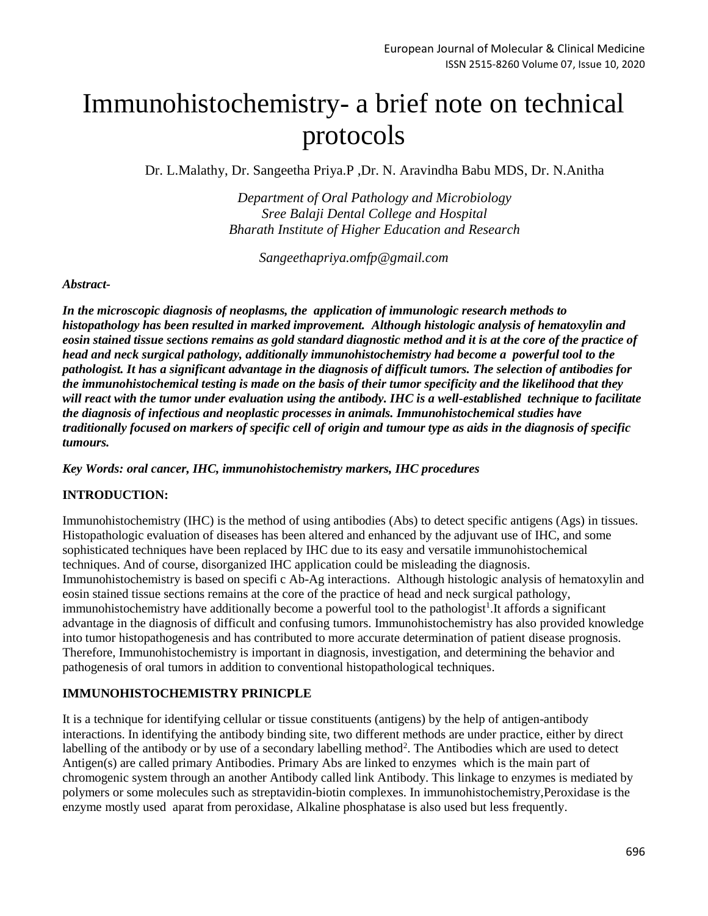# Immunohistochemistry- a brief note on technical protocols

Dr. L.Malathy, Dr. Sangeetha Priya.P ,Dr. N. Aravindha Babu MDS, Dr. N.Anitha

*Department of Oral Pathology and Microbiology*
*Sree Balaji Dental College and Hospital*
*Bharath Institute of Higher Education and Research*

*Sangeethapriya.omfp@gmail.com*

***Abstract-***

***In the microscopic diagnosis of neoplasms, the application of immunologic research methods to histopathology has been resulted in marked improvement. Although histologic analysis of hematoxylin and eosin stained tissue sections remains as gold standard diagnostic method and it is at the core of the practice of head and neck surgical pathology, additionally immunohistochemistry had become a powerful tool to the pathologist. It has a significant advantage in the diagnosis of difficult tumors. The selection of antibodies for the immunohistochemical testing is made on the basis of their tumor specificity and the likelihood that they will react with the tumor under evaluation using the antibody. IHC is a well-established technique to facilitate the diagnosis of infectious and neoplastic processes in animals. Immunohistochemical studies have traditionally focused on markers of specific cell of origin and tumour type as aids in the diagnosis of specific tumours.***

***Key Words: oral cancer, IHC, immunohistochemistry markers, IHC procedures***

**INTRODUCTION:**

Immunohistochemistry (IHC) is the method of using antibodies (Abs) to detect specific antigens (Ags) in tissues. Histopathologic evaluation of diseases has been altered and enhanced by the adjuvant use of IHC, and some sophisticated techniques have been replaced by IHC due to its easy and versatile immunohistochemical techniques. And of course, disorganized IHC application could be misleading the diagnosis. Immunohistochemistry is based on specifi c Ab-Ag interactions. Although histologic analysis of hematoxylin and eosin stained tissue sections remains at the core of the practice of head and neck surgical pathology, immunohistochemistry have additionally become a powerful tool to the pathologist[1].It affords a significant advantage in the diagnosis of difficult and confusing tumors. Immunohistochemistry has also provided knowledge into tumor histopathogenesis and has contributed to more accurate determination of patient disease prognosis. Therefore, Immunohistochemistry is important in diagnosis, investigation, and determining the behavior and pathogenesis of oral tumors in addition to conventional histopathological techniques.

**IMMUNOHISTOCHEMISTRY PRINICPLE**

It is a technique for identifying cellular or tissue constituents (antigens) by the help of antigen-antibody interactions. In identifying the antibody binding site, two different methods are under practice, either by direct labelling of the antibody or by use of a secondary labelling method[2]. The Antibodies which are used to detect Antigen(s) are called primary Antibodies. Primary Abs are linked to enzymes which is the main part of chromogenic system through an another Antibody called link Antibody. This linkage to enzymes is mediated by polymers or some molecules such as streptavidin-biotin complexes. In immunohistochemistry,Peroxidase is the enzyme mostly used aparat from peroxidase, Alkaline phosphatase is also used but less frequently.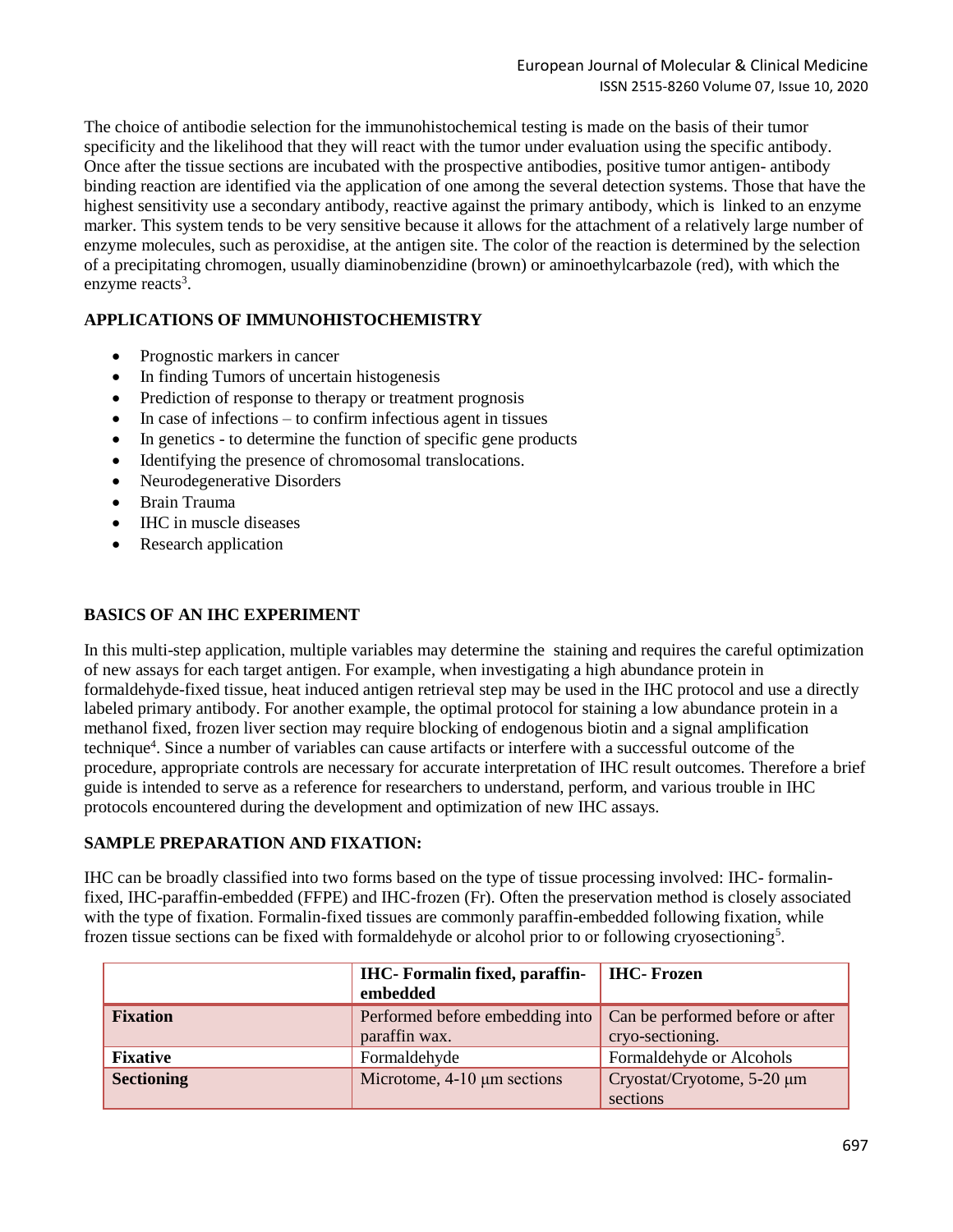The choice of antibodie selection for the immunohistochemical testing is made on the basis of their tumor specificity and the likelihood that they will react with the tumor under evaluation using the specific antibody. Once after the tissue sections are incubated with the prospective antibodies, positive tumor antigen- antibody binding reaction are identified via the application of one among the several detection systems. Those that have the highest sensitivity use a secondary antibody, reactive against the primary antibody, which is linked to an enzyme marker. This system tends to be very sensitive because it allows for the attachment of a relatively large number of enzyme molecules, such as peroxidise, at the antigen site. The color of the reaction is determined by the selection of a precipitating chromogen, usually diaminobenzidine (brown) or aminoethylcarbazole (red), with which the enzyme reacts[3].

## APPLICATIONS OF IMMUNOHISTOCHEMISTRY

- Prognostic markers in cancer
- In finding Tumors of uncertain histogenesis
- Prediction of response to therapy or treatment prognosis
- In case of infections – to confirm infectious agent in tissues
- In genetics - to determine the function of specific gene products
- Identifying the presence of chromosomal translocations.
- Neurodegenerative Disorders
- Brain Trauma
- IHC in muscle diseases
- Research application

## BASICS OF AN IHC EXPERIMENT

In this multi-step application, multiple variables may determine the staining and requires the careful optimization of new assays for each target antigen. For example, when investigating a high abundance protein in formaldehyde-fixed tissue, heat induced antigen retrieval step may be used in the IHC protocol and use a directly labeled primary antibody. For another example, the optimal protocol for staining a low abundance protein in a methanol fixed, frozen liver section may require blocking of endogenous biotin and a signal amplification technique[4]. Since a number of variables can cause artifacts or interfere with a successful outcome of the procedure, appropriate controls are necessary for accurate interpretation of IHC result outcomes. Therefore a brief guide is intended to serve as a reference for researchers to understand, perform, and various trouble in IHC protocols encountered during the development and optimization of new IHC assays.

## SAMPLE PREPARATION AND FIXATION:

IHC can be broadly classified into two forms based on the type of tissue processing involved: IHC- formalin-fixed, IHC-paraffin-embedded (FFPE) and IHC-frozen (Fr). Often the preservation method is closely associated with the type of fixation. Formalin-fixed tissues are commonly paraffin-embedded following fixation, while frozen tissue sections can be fixed with formaldehyde or alcohol prior to or following cryosectioning[5].

| | **IHC- Formalin fixed, paraffin-embedded** | **IHC- Frozen** |
|---|---|---|
| **Fixation** | Performed before embedding into paraffin wax. | Can be performed before or after cryo-sectioning. |
| **Fixative** | Formaldehyde | Formaldehyde or Alcohols |
| **Sectioning** | Microtome, 4-10 μm sections | Cryostat/Cryotome, 5-20 μm sections |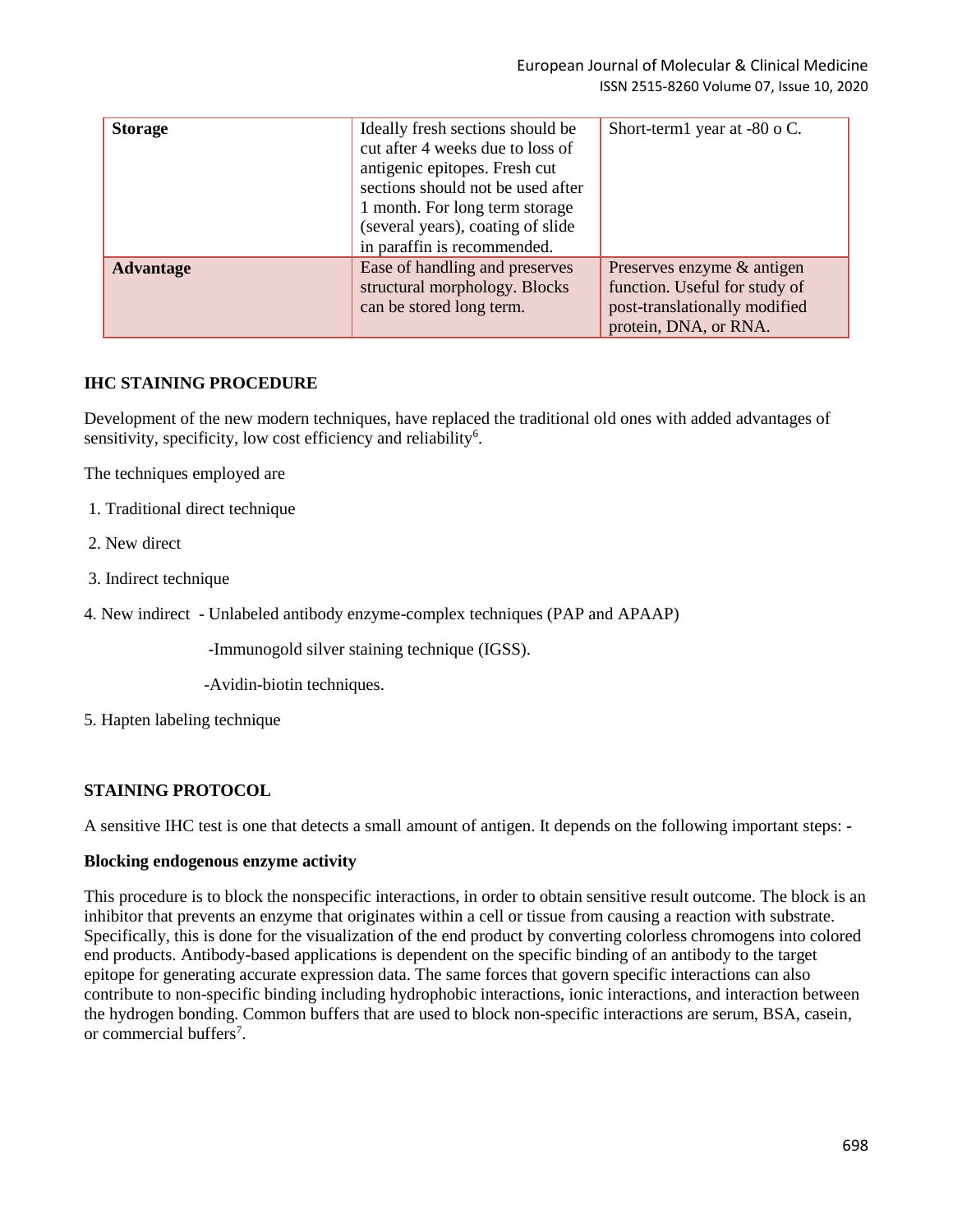| | | |
|---|---|---|
| **Storage** | Ideally fresh sections should be cut after 4 weeks due to loss of antigenic epitopes. Fresh cut sections should not be used after 1 month. For long term storage (several years), coating of slide in paraffin is recommended. | Short-term1 year at -80 o C. |
| **Advantage** | Ease of handling and preserves structural morphology. Blocks can be stored long term. | Preserves enzyme & antigen function. Useful for study of post-translationally modified protein, DNA, or RNA. |

## IHC STAINING PROCEDURE

Development of the new modern techniques, have replaced the traditional old ones with added advantages of sensitivity, specificity, low cost efficiency and reliability[6].

The techniques employed are

1. Traditional direct technique
2. New direct
3. Indirect technique
4. New indirect - Unlabeled antibody enzyme-complex techniques (PAP and APAAP)
   - Immunogold silver staining technique (IGSS).
   - Avidin-biotin techniques.
5. Hapten labeling technique

## STAINING PROTOCOL

A sensitive IHC test is one that detects a small amount of antigen. It depends on the following important steps: -

### Blocking endogenous enzyme activity

This procedure is to block the nonspecific interactions, in order to obtain sensitive result outcome. The block is an inhibitor that prevents an enzyme that originates within a cell or tissue from causing a reaction with substrate. Specifically, this is done for the visualization of the end product by converting colorless chromogens into colored end products. Antibody-based applications is dependent on the specific binding of an antibody to the target epitope for generating accurate expression data. The same forces that govern specific interactions can also contribute to non-specific binding including hydrophobic interactions, ionic interactions, and interaction between the hydrogen bonding. Common buffers that are used to block non-specific interactions are serum, BSA, casein, or commercial buffers[7].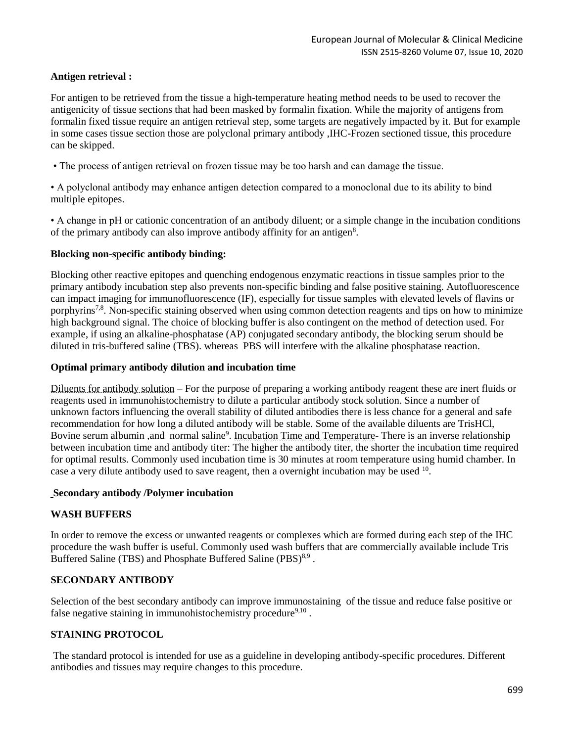**Antigen retrieval :**

For antigen to be retrieved from the tissue a high-temperature heating method needs to be used to recover the antigenicity of tissue sections that had been masked by formalin fixation. While the majority of antigens from formalin fixed tissue require an antigen retrieval step, some targets are negatively impacted by it. But for example in some cases tissue section those are polyclonal primary antibody ,IHC-Frozen sectioned tissue, this procedure can be skipped.

- The process of antigen retrieval on frozen tissue may be too harsh and can damage the tissue.
- A polyclonal antibody may enhance antigen detection compared to a monoclonal due to its ability to bind multiple epitopes.
- A change in pH or cationic concentration of an antibody diluent; or a simple change in the incubation conditions of the primary antibody can also improve antibody affinity for an antigen[8].

**Blocking non-specific antibody binding:**

Blocking other reactive epitopes and quenching endogenous enzymatic reactions in tissue samples prior to the primary antibody incubation step also prevents non-specific binding and false positive staining. Autofluorescence can impact imaging for immunofluorescence (IF), especially for tissue samples with elevated levels of flavins or porphyrins[7,8]. Non-specific staining observed when using common detection reagents and tips on how to minimize high background signal. The choice of blocking buffer is also contingent on the method of detection used. For example, if using an alkaline-phosphatase (AP) conjugated secondary antibody, the blocking serum should be diluted in tris-buffered saline (TBS). whereas PBS will interfere with the alkaline phosphatase reaction.

**Optimal primary antibody dilution and incubation time**

Diluents for antibody solution – For the purpose of preparing a working antibody reagent these are inert fluids or reagents used in immunohistochemistry to dilute a particular antibody stock solution. Since a number of unknown factors influencing the overall stability of diluted antibodies there is less chance for a general and safe recommendation for how long a diluted antibody will be stable. Some of the available diluents are TrisHCl, Bovine serum albumin ,and normal saline[9]. Incubation Time and Temperature- There is an inverse relationship between incubation time and antibody titer: The higher the antibody titer, the shorter the incubation time required for optimal results. Commonly used incubation time is 30 minutes at room temperature using humid chamber. In case a very dilute antibody used to save reagent, then a overnight incubation may be used [10].

**Secondary antibody /Polymer incubation**

**WASH BUFFERS**

In order to remove the excess or unwanted reagents or complexes which are formed during each step of the IHC procedure the wash buffer is useful. Commonly used wash buffers that are commercially available include Tris Buffered Saline (TBS) and Phosphate Buffered Saline (PBS)[8,9] .

**SECONDARY ANTIBODY**

Selection of the best secondary antibody can improve immunostaining of the tissue and reduce false positive or false negative staining in immunohistochemistry procedure[9,10] .

**STAINING PROTOCOL**

The standard protocol is intended for use as a guideline in developing antibody-specific procedures. Different antibodies and tissues may require changes to this procedure.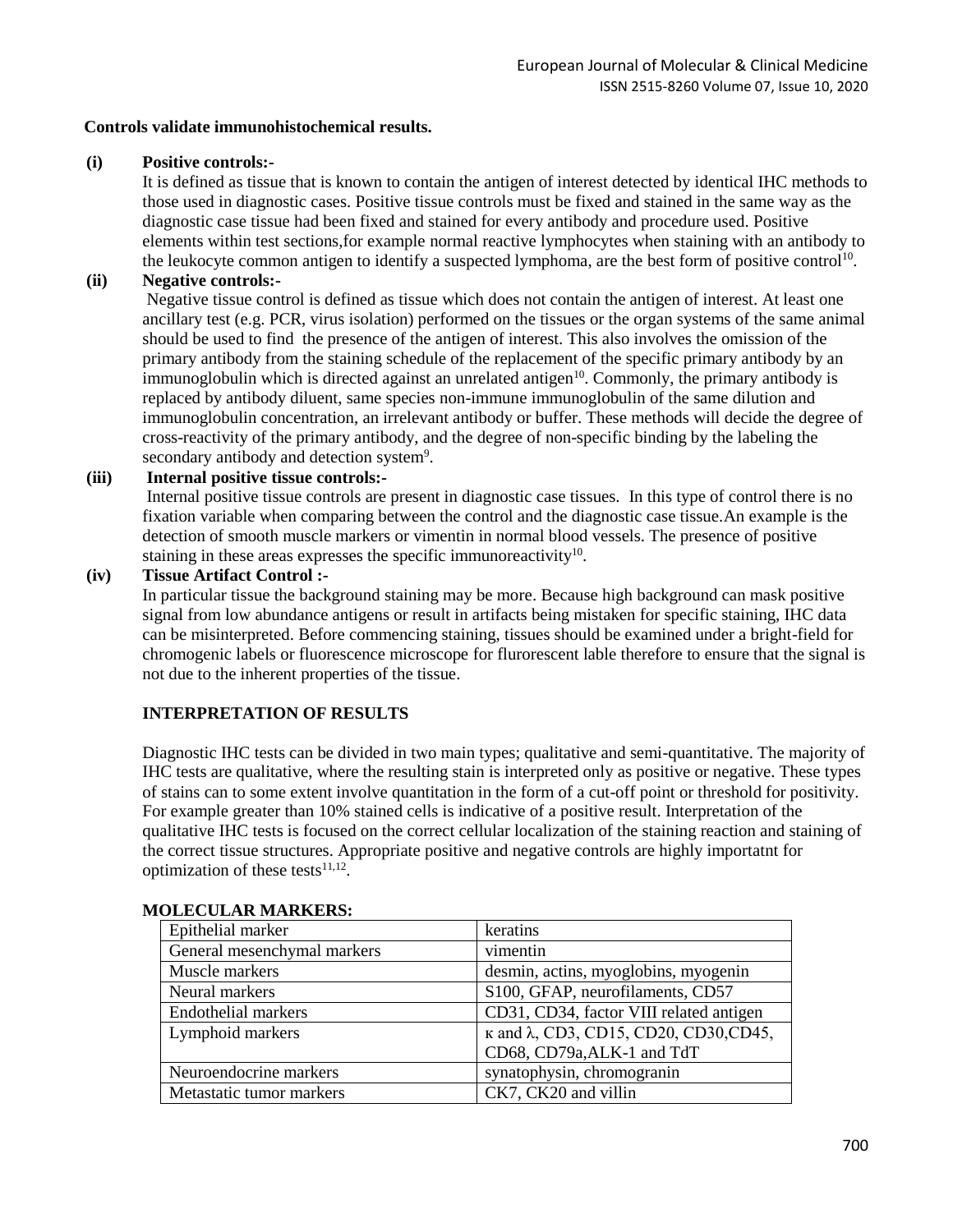**Controls validate immunohistochemical results.**

**(i) Positive controls:-**

It is defined as tissue that is known to contain the antigen of interest detected by identical IHC methods to those used in diagnostic cases. Positive tissue controls must be fixed and stained in the same way as the diagnostic case tissue had been fixed and stained for every antibody and procedure used. Positive elements within test sections,for example normal reactive lymphocytes when staining with an antibody to the leukocyte common antigen to identify a suspected lymphoma, are the best form of positive control[10].

**(ii) Negative controls:-**

Negative tissue control is defined as tissue which does not contain the antigen of interest. At least one ancillary test (e.g. PCR, virus isolation) performed on the tissues or the organ systems of the same animal should be used to find the presence of the antigen of interest. This also involves the omission of the primary antibody from the staining schedule of the replacement of the specific primary antibody by an immunoglobulin which is directed against an unrelated antigen[10]. Commonly, the primary antibody is replaced by antibody diluent, same species non-immune immunoglobulin of the same dilution and immunoglobulin concentration, an irrelevant antibody or buffer. These methods will decide the degree of cross-reactivity of the primary antibody, and the degree of non-specific binding by the labeling the secondary antibody and detection system[9].

**(iii) Internal positive tissue controls:-**

Internal positive tissue controls are present in diagnostic case tissues. In this type of control there is no fixation variable when comparing between the control and the diagnostic case tissue.An example is the detection of smooth muscle markers or vimentin in normal blood vessels. The presence of positive staining in these areas expresses the specific immunoreactivity[10].

**(iv) Tissue Artifact Control :-**

In particular tissue the background staining may be more. Because high background can mask positive signal from low abundance antigens or result in artifacts being mistaken for specific staining, IHC data can be misinterpreted. Before commencing staining, tissues should be examined under a bright-field for chromogenic labels or fluorescence microscope for flurorescent lable therefore to ensure that the signal is not due to the inherent properties of the tissue.

**INTERPRETATION OF RESULTS**

Diagnostic IHC tests can be divided in two main types; qualitative and semi-quantitative. The majority of IHC tests are qualitative, where the resulting stain is interpreted only as positive or negative. These types of stains can to some extent involve quantitation in the form of a cut-off point or threshold for positivity. For example greater than 10% stained cells is indicative of a positive result. Interpretation of the qualitative IHC tests is focused on the correct cellular localization of the staining reaction and staining of the correct tissue structures. Appropriate positive and negative controls are highly importatnt for optimization of these tests[11,12].

**MOLECULAR MARKERS:**

| Epithelial marker | keratins |
|---|---|
| General mesenchymal markers | vimentin |
| Muscle markers | desmin, actins, myoglobins, myogenin |
| Neural markers | S100, GFAP, neurofilaments, CD57 |
| Endothelial markers | CD31, CD34, factor VIII related antigen |
| Lymphoid markers | κ and λ, CD3, CD15, CD20, CD30,CD45, CD68, CD79a,ALK-1 and TdT |
| Neuroendocrine markers | synatophysin, chromogranin |
| Metastatic tumor markers | CK7, CK20 and villin |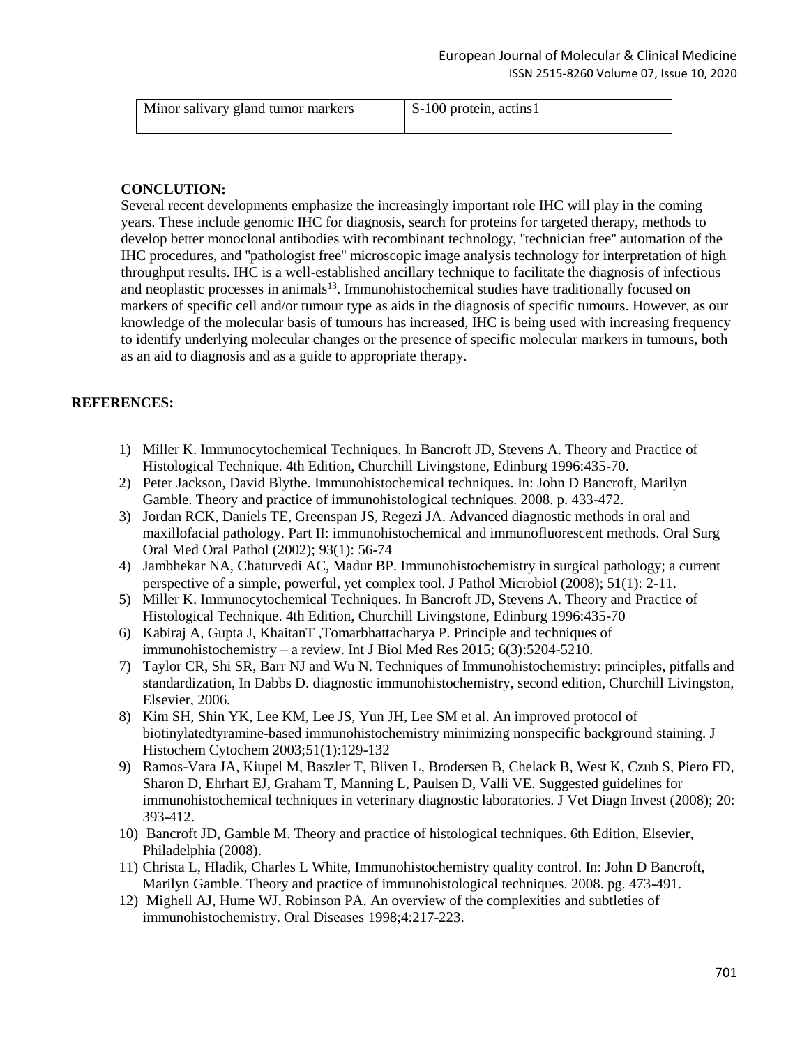| Minor salivary gland tumor markers | S-100 protein, actins1 |
|---|---|

**CONCLUTION:**

Several recent developments emphasize the increasingly important role IHC will play in the coming years. These include genomic IHC for diagnosis, search for proteins for targeted therapy, methods to develop better monoclonal antibodies with recombinant technology, "technician free" automation of the IHC procedures, and "pathologist free" microscopic image analysis technology for interpretation of high throughput results. IHC is a well-established ancillary technique to facilitate the diagnosis of infectious and neoplastic processes in animals[13]. Immunohistochemical studies have traditionally focused on markers of specific cell and/or tumour type as aids in the diagnosis of specific tumours. However, as our knowledge of the molecular basis of tumours has increased, IHC is being used with increasing frequency to identify underlying molecular changes or the presence of specific molecular markers in tumours, both as an aid to diagnosis and as a guide to appropriate therapy.

**REFERENCES:**

1) Miller K. Immunocytochemical Techniques. In Bancroft JD, Stevens A. Theory and Practice of Histological Technique. 4th Edition, Churchill Livingstone, Edinburg 1996:435-70.
2) Peter Jackson, David Blythe. Immunohistochemical techniques. In: John D Bancroft, Marilyn Gamble. Theory and practice of immunohistological techniques. 2008. p. 433-472.
3) Jordan RCK, Daniels TE, Greenspan JS, Regezi JA. Advanced diagnostic methods in oral and maxillofacial pathology. Part II: immunohistochemical and immunofluorescent methods. Oral Surg Oral Med Oral Pathol (2002); 93(1): 56-74
4) Jambhekar NA, Chaturvedi AC, Madur BP. Immunohistochemistry in surgical pathology; a current perspective of a simple, powerful, yet complex tool. J Pathol Microbiol (2008); 51(1): 2-11.
5) Miller K. Immunocytochemical Techniques. In Bancroft JD, Stevens A. Theory and Practice of Histological Technique. 4th Edition, Churchill Livingstone, Edinburg 1996:435-70
6) Kabiraj A, Gupta J, KhaitanT ,Tomarbhattacharya P. Principle and techniques of immunohistochemistry – a review. Int J Biol Med Res 2015; 6(3):5204-5210.
7) Taylor CR, Shi SR, Barr NJ and Wu N. Techniques of Immunohistochemistry: principles, pitfalls and standardization, In Dabbs D. diagnostic immunohistochemistry, second edition, Churchill Livingston, Elsevier, 2006.
8) Kim SH, Shin YK, Lee KM, Lee JS, Yun JH, Lee SM et al. An improved protocol of biotinylatedtyramine-based immunohistochemistry minimizing nonspecific background staining. J Histochem Cytochem 2003;51(1):129-132
9) Ramos-Vara JA, Kiupel M, Baszler T, Bliven L, Brodersen B, Chelack B, West K, Czub S, Piero FD, Sharon D, Ehrhart EJ, Graham T, Manning L, Paulsen D, Valli VE. Suggested guidelines for immunohistochemical techniques in veterinary diagnostic laboratories. J Vet Diagn Invest (2008); 20: 393-412.
10) Bancroft JD, Gamble M. Theory and practice of histological techniques. 6th Edition, Elsevier, Philadelphia (2008).
11) Christa L, Hladik, Charles L White, Immunohistochemistry quality control. In: John D Bancroft, Marilyn Gamble. Theory and practice of immunohistological techniques. 2008. pg. 473-491.
12) Mighell AJ, Hume WJ, Robinson PA. An overview of the complexities and subtleties of immunohistochemistry. Oral Diseases 1998;4:217-223.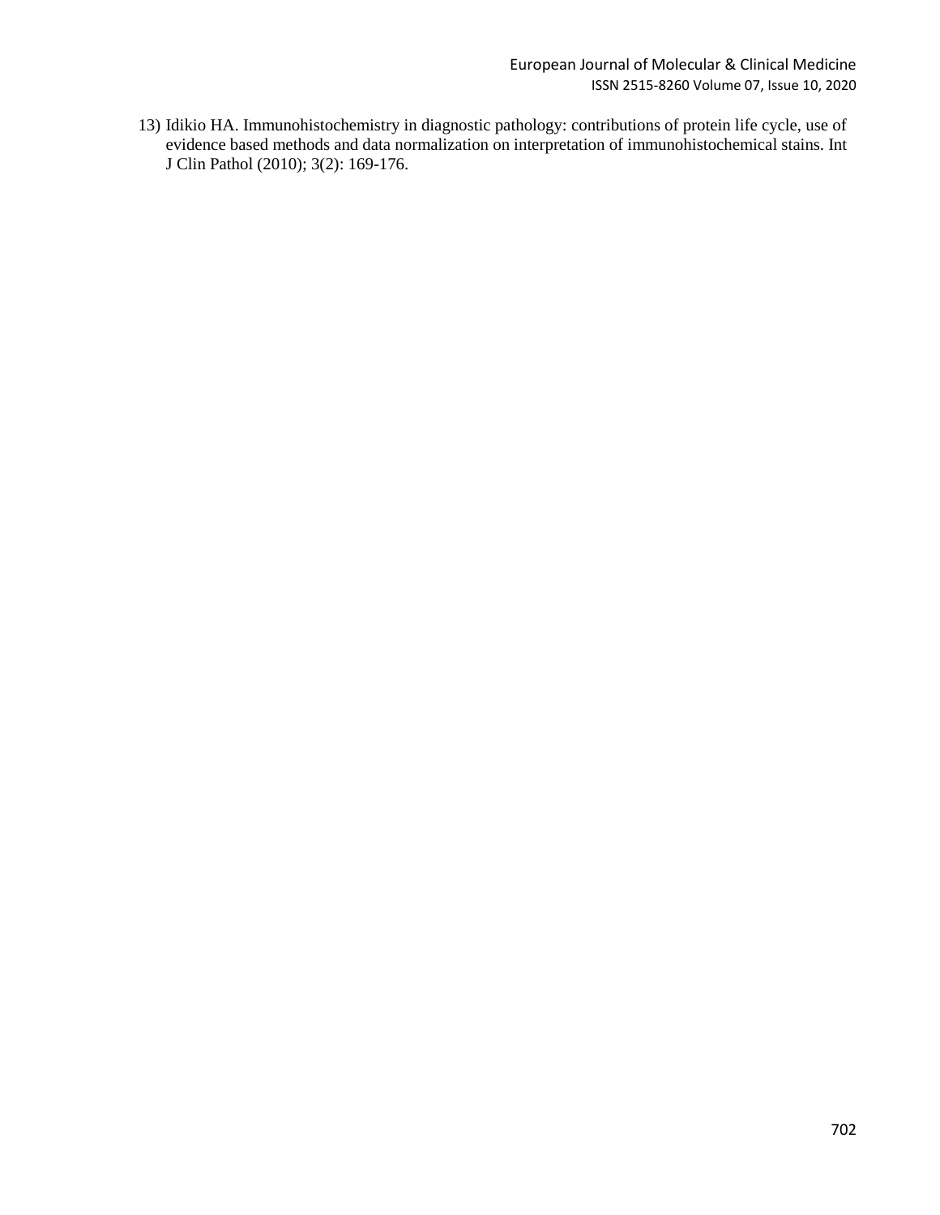13) Idikio HA. Immunohistochemistry in diagnostic pathology: contributions of protein life cycle, use of evidence based methods and data normalization on interpretation of immunohistochemical stains. Int J Clin Pathol (2010); 3(2): 169-176.